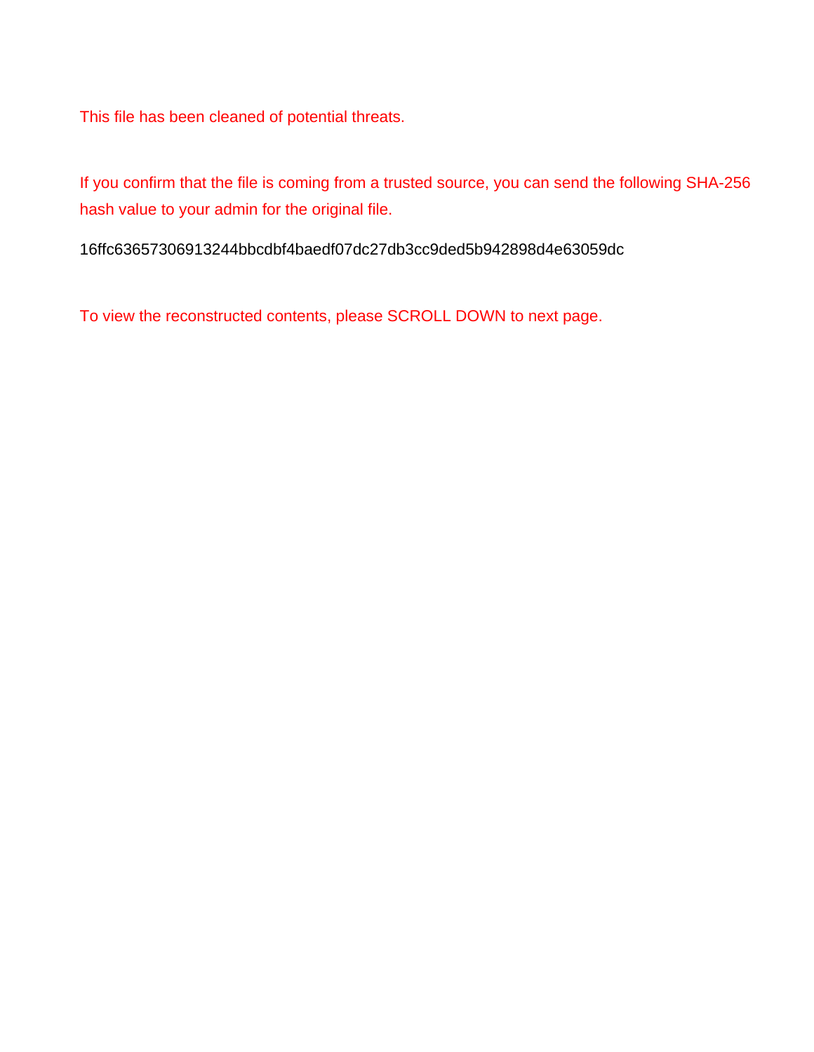This file has been cleaned of potential threats.

If you confirm that the file is coming from a trusted source, you can send the following SHA-256 hash value to your admin for the original file.

16ffc63657306913244bbcdbf4baedf07dc27db3cc9ded5b942898d4e63059dc

To view the reconstructed contents, please SCROLL DOWN to next page.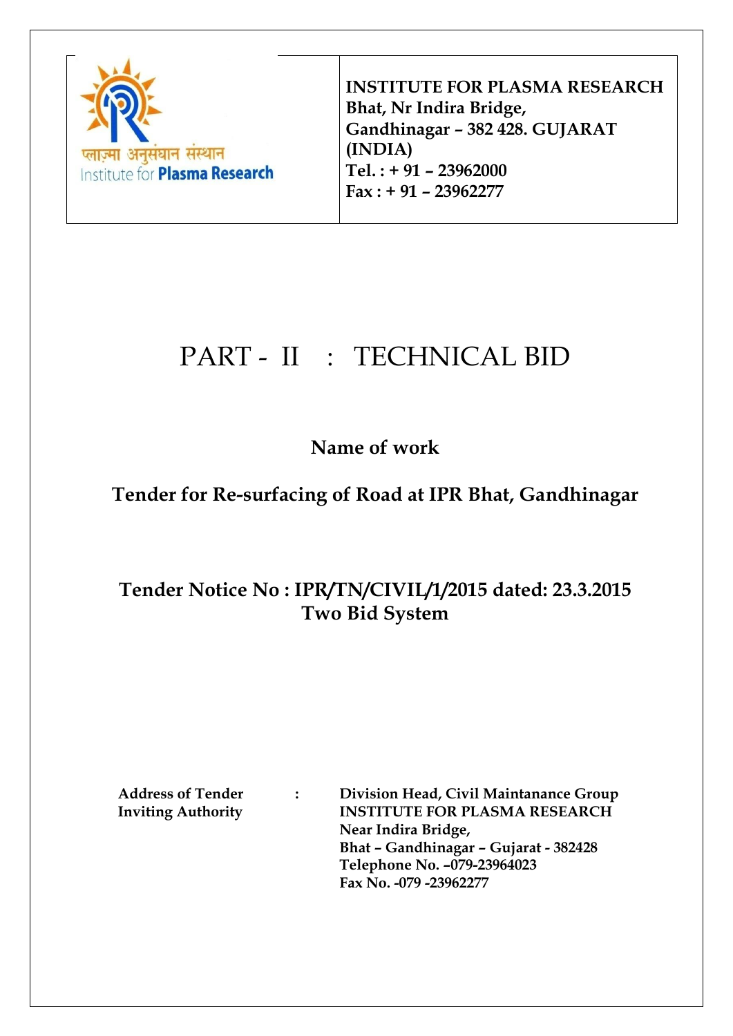| प्लाज़्मा अनुसंधान संस्थान Institute for **Plasma Research** | **INSTITUTE FOR PLASMA RESEARCH** **Bhat, Nr Indira Bridge,** **Gandhinagar – 382 428. GUJARAT (INDIA)** **Tel. : + 91 – 23962000** **Fax : + 91 – 23962277** |
|---|---|

# PART - II : TECHNICAL BID

**Name of work**

**Tender for Re-surfacing of Road at IPR Bhat, Gandhinagar**

**Tender Notice No : IPR/TN/CIVIL/1/2015 dated: 23.3.2015**
**Two Bid System**

| | | |
|---|---|---|
| **Address of Tender Inviting Authority** | **:** | **Division Head, Civil Maintanance Group** **INSTITUTE FOR PLASMA RESEARCH** **Near Indira Bridge,** **Bhat – Gandhinagar – Gujarat - 382428** **Telephone No. –079-23964023** **Fax No. -079 -23962277** |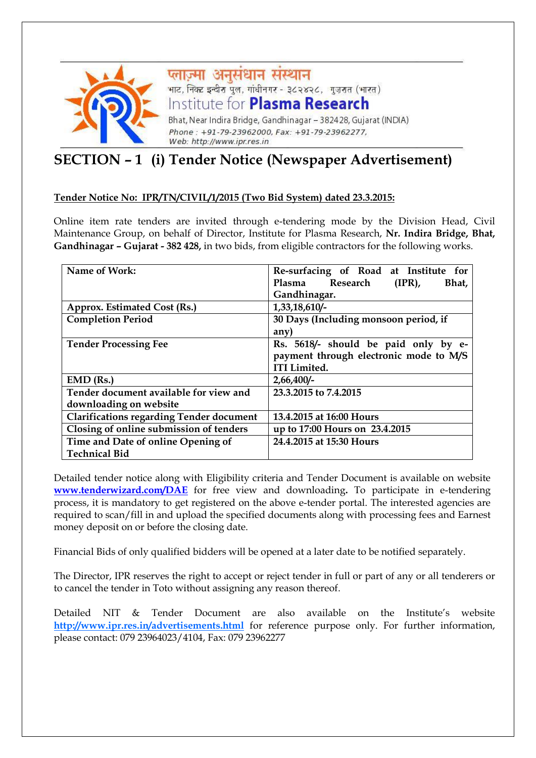प्लाज़्मा अनुसंधान संस्थान
भाट, निकट इन्दीरा पुल, गांधीनगर - ३८२४२८, गुजरात (भारत)
Institute for **Plasma Research**
Bhat, Near Indira Bridge, Gandhinagar – 382428, Gujarat (INDIA)
*Phone : +91-79-23962000, Fax: +91-79-23962277,*
*Web: http://www.ipr.res.in*

# SECTION – 1 (i) Tender Notice (Newspaper Advertisement)

**Tender Notice No: IPR/TN/CIVIL/1/2015 (Two Bid System) dated 23.3.2015:**

Online item rate tenders are invited through e-tendering mode by the Division Head, Civil Maintenance Group, on behalf of Director, Institute for Plasma Research, **Nr. Indira Bridge, Bhat, Gandhinagar – Gujarat - 382 428,** in two bids, from eligible contractors for the following works.

| | |
|---|---|
| **Name of Work:** | **Re-surfacing of Road at Institute for Plasma Research (IPR), Bhat, Gandhinagar.** |
| **Approx. Estimated Cost (Rs.)** | **1,33,18,610/-** |
| **Completion Period** | **30 Days (Including monsoon period, if any)** |
| **Tender Processing Fee** | **Rs. 5618/- should be paid only by e-payment through electronic mode to M/S ITI Limited.** |
| **EMD (Rs.)** | **2,66,400/-** |
| **Tender document available for view and downloading on website** | **23.3.2015 to 7.4.2015** |
| **Clarifications regarding Tender document** | **13.4.2015 at 16:00 Hours** |
| **Closing of online submission of tenders** | **up to 17:00 Hours on 23.4.2015** |
| **Time and Date of online Opening of Technical Bid** | **24.4.2015 at 15:30 Hours** |

Detailed tender notice along with Eligibility criteria and Tender Document is available on website **www.tenderwizard.com/DAE** for free view and downloading**.** To participate in e-tendering process, it is mandatory to get registered on the above e-tender portal. The interested agencies are required to scan/fill in and upload the specified documents along with processing fees and Earnest money deposit on or before the closing date.

Financial Bids of only qualified bidders will be opened at a later date to be notified separately.

The Director, IPR reserves the right to accept or reject tender in full or part of any or all tenderers or to cancel the tender in Toto without assigning any reason thereof.

Detailed NIT & Tender Document are also available on the Institute's website **http://www.ipr.res.in/advertisements.html** for reference purpose only. For further information, please contact: 079 23964023/4104, Fax: 079 23962277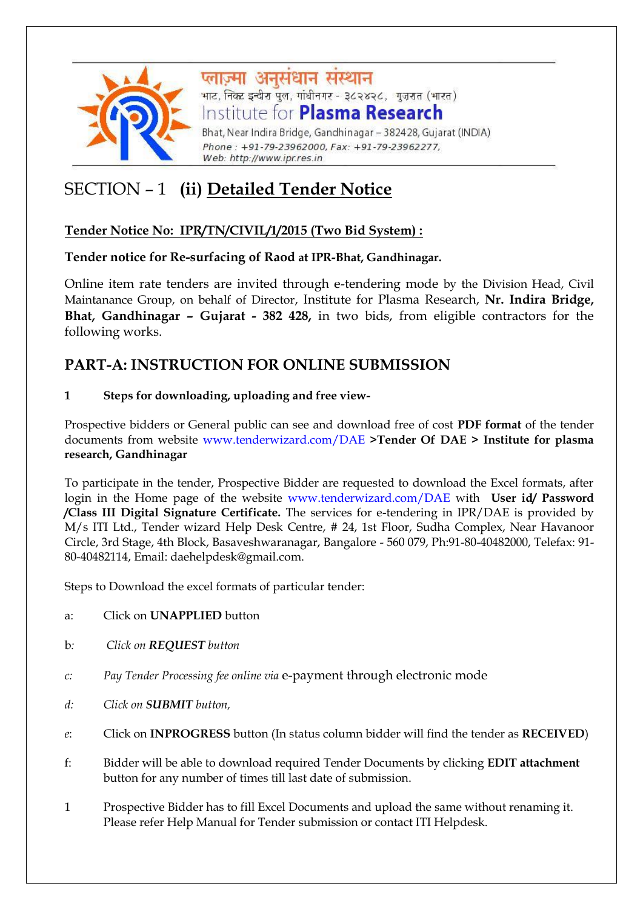प्लाज़्मा अनुसंधान संस्थान
भाट, निकट इन्दीरा पुल, गांधीनगर - ३८२४२८, गुजरात (भारत)
Institute for **Plasma Research**
Bhat, Near Indira Bridge, Gandhinagar – 382428, Gujarat (INDIA)
*Phone : +91-79-23962000, Fax: +91-79-23962277,*
*Web: http://www.ipr.res.in*

# SECTION – 1 **(ii) Detailed Tender Notice**

**Tender Notice No: IPR/TN/CIVIL/1/2015 (Two Bid System) :**

**Tender notice for Re-surfacing of Raod at IPR-Bhat, Gandhinagar.**

Online item rate tenders are invited through e-tendering mode by the Division Head, Civil Maintanance Group, on behalf of Director, Institute for Plasma Research, **Nr. Indira Bridge, Bhat, Gandhinagar – Gujarat - 382 428,** in two bids, from eligible contractors for the following works.

## PART-A: INSTRUCTION FOR ONLINE SUBMISSION

**1 Steps for downloading, uploading and free view-**

Prospective bidders or General public can see and download free of cost **PDF format** of the tender documents from website www.tenderwizard.com/DAE **>Tender Of DAE > Institute for plasma research, Gandhinagar**

To participate in the tender, Prospective Bidder are requested to download the Excel formats, after login in the Home page of the website www.tenderwizard.com/DAE with **User id/ Password /Class III Digital Signature Certificate.** The services for e-tendering in IPR/DAE is provided by M/s ITI Ltd., Tender wizard Help Desk Centre, # 24, 1st Floor, Sudha Complex, Near Havanoor Circle, 3rd Stage, 4th Block, Basaveshwaranagar, Bangalore - 560 079, Ph:91-80-40482000, Telefax: 91-80-40482114, Email: daehelpdesk@gmail.com.

Steps to Download the excel formats of particular tender:

a: Click on **UNAPPLIED** button

b: *Click on **REQUEST** button*

c: *Pay Tender Processing fee online via* e-payment through electronic mode

d: *Click on **SUBMIT** button,*

e: Click on **INPROGRESS** button (In status column bidder will find the tender as **RECEIVED**)

f: Bidder will be able to download required Tender Documents by clicking **EDIT attachment** button for any number of times till last date of submission.

1 Prospective Bidder has to fill Excel Documents and upload the same without renaming it. Please refer Help Manual for Tender submission or contact ITI Helpdesk.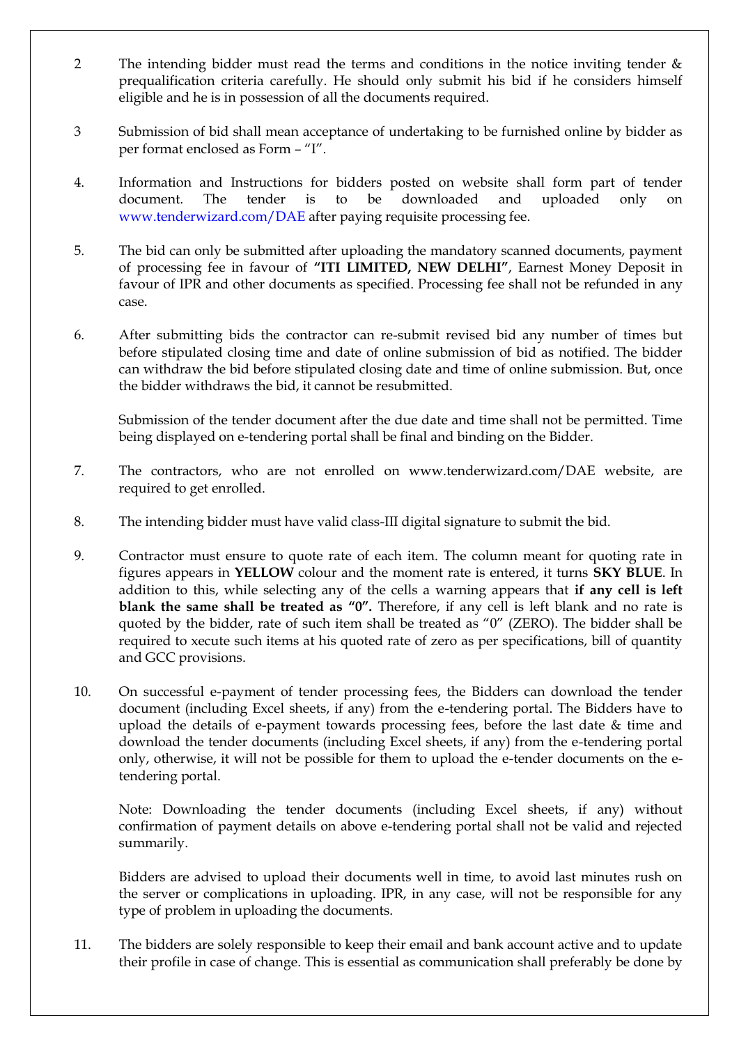2 The intending bidder must read the terms and conditions in the notice inviting tender & prequalification criteria carefully. He should only submit his bid if he considers himself eligible and he is in possession of all the documents required.

3 Submission of bid shall mean acceptance of undertaking to be furnished online by bidder as per format enclosed as Form – "I".

4. Information and Instructions for bidders posted on website shall form part of tender document. The tender is to be downloaded and uploaded only on www.tenderwizard.com/DAE after paying requisite processing fee.

5. The bid can only be submitted after uploading the mandatory scanned documents, payment of processing fee in favour of **"ITI LIMITED, NEW DELHI"**, Earnest Money Deposit in favour of IPR and other documents as specified. Processing fee shall not be refunded in any case.

6. After submitting bids the contractor can re-submit revised bid any number of times but before stipulated closing time and date of online submission of bid as notified. The bidder can withdraw the bid before stipulated closing date and time of online submission. But, once the bidder withdraws the bid, it cannot be resubmitted.

   Submission of the tender document after the due date and time shall not be permitted. Time being displayed on e-tendering portal shall be final and binding on the Bidder.

7. The contractors, who are not enrolled on www.tenderwizard.com/DAE website, are required to get enrolled.

8. The intending bidder must have valid class-III digital signature to submit the bid.

9. Contractor must ensure to quote rate of each item. The column meant for quoting rate in figures appears in **YELLOW** colour and the moment rate is entered, it turns **SKY BLUE**. In addition to this, while selecting any of the cells a warning appears that **if any cell is left blank the same shall be treated as "0".** Therefore, if any cell is left blank and no rate is quoted by the bidder, rate of such item shall be treated as "0" (ZERO). The bidder shall be required to xecute such items at his quoted rate of zero as per specifications, bill of quantity and GCC provisions.

10. On successful e-payment of tender processing fees, the Bidders can download the tender document (including Excel sheets, if any) from the e-tendering portal. The Bidders have to upload the details of e-payment towards processing fees, before the last date & time and download the tender documents (including Excel sheets, if any) from the e-tendering portal only, otherwise, it will not be possible for them to upload the e-tender documents on the e-tendering portal.

    Note: Downloading the tender documents (including Excel sheets, if any) without confirmation of payment details on above e-tendering portal shall not be valid and rejected summarily.

    Bidders are advised to upload their documents well in time, to avoid last minutes rush on the server or complications in uploading. IPR, in any case, will not be responsible for any type of problem in uploading the documents.

11. The bidders are solely responsible to keep their email and bank account active and to update their profile in case of change. This is essential as communication shall preferably be done by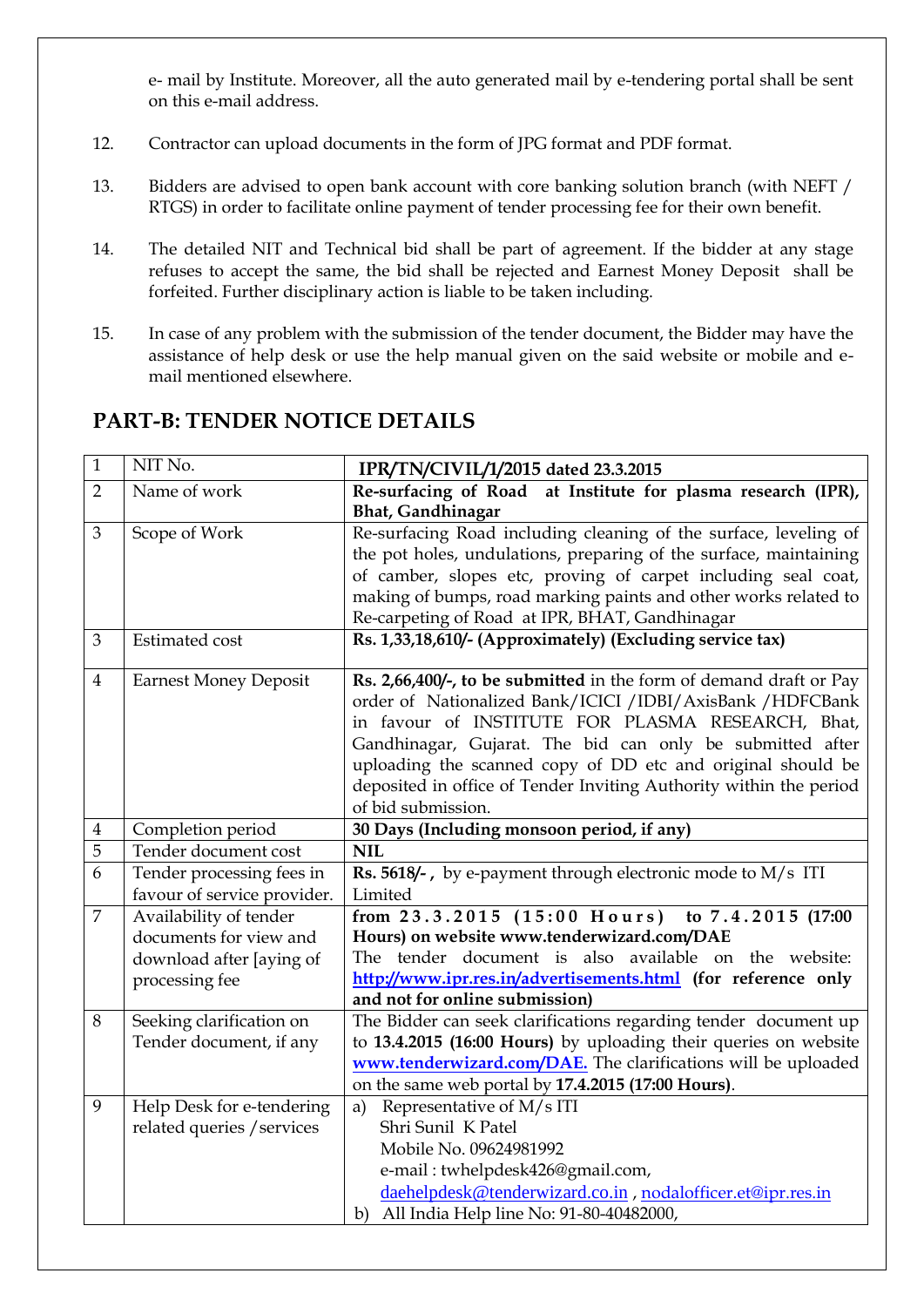e- mail by Institute. Moreover, all the auto generated mail by e-tendering portal shall be sent on this e-mail address.

12. Contractor can upload documents in the form of JPG format and PDF format.

13. Bidders are advised to open bank account with core banking solution branch (with NEFT / RTGS) in order to facilitate online payment of tender processing fee for their own benefit.

14. The detailed NIT and Technical bid shall be part of agreement. If the bidder at any stage refuses to accept the same, the bid shall be rejected and Earnest Money Deposit shall be forfeited. Further disciplinary action is liable to be taken including.

15. In case of any problem with the submission of the tender document, the Bidder may have the assistance of help desk or use the help manual given on the said website or mobile and e-mail mentioned elsewhere.

## PART-B: TENDER NOTICE DETAILS

| 1 | NIT No. | **IPR/TN/CIVIL/1/2015 dated 23.3.2015** |
|---|---|---|
| 2 | Name of work | **Re-surfacing of Road at Institute for plasma research (IPR), Bhat, Gandhinagar** |
| 3 | Scope of Work | Re-surfacing Road including cleaning of the surface, leveling of the pot holes, undulations, preparing of the surface, maintaining of camber, slopes etc, proving of carpet including seal coat, making of bumps, road marking paints and other works related to Re-carpeting of Road at IPR, BHAT, Gandhinagar |
| 3 | Estimated cost | **Rs. 1,33,18,610/- (Approximately) (Excluding service tax)** |
| 4 | Earnest Money Deposit | **Rs. 2,66,400/-, to be submitted** in the form of demand draft or Pay order of Nationalized Bank/ICICI /IDBI/AxisBank /HDFCBank in favour of INSTITUTE FOR PLASMA RESEARCH, Bhat, Gandhinagar, Gujarat. The bid can only be submitted after uploading the scanned copy of DD etc and original should be deposited in office of Tender Inviting Authority within the period of bid submission. |
| 4 | Completion period | **30 Days (Including monsoon period, if any)** |
| 5 | Tender document cost | **NIL** |
| 6 | Tender processing fees in favour of service provider. | **Rs. 5618/- ,** by e-payment through electronic mode to M/s ITI Limited |
| 7 | Availability of tender documents for view and download after [aying of processing fee | **from 23.3.2015 (15:00 Hours) to 7.4.2015 (17:00 Hours) on website www.tenderwizard.com/DAE** The tender document is also available on the website: **http://www.ipr.res.in/advertisements.html (for reference only and not for online submission)** |
| 8 | Seeking clarification on Tender document, if any | The Bidder can seek clarifications regarding tender document up to **13.4.2015 (16:00 Hours)** by uploading their queries on website **www.tenderwizard.com/DAE.** The clarifications will be uploaded on the same web portal by **17.4.2015 (17:00 Hours)**. |
| 9 | Help Desk for e-tendering related queries /services | a) Representative of M/s ITI Shri Sunil K Patel Mobile No. 09624981992 e-mail : twhelpdesk426@gmail.com, daehelpdesk@tenderwizard.co.in , nodalofficer.et@ipr.res.in <br> b) All India Help line No: 91-80-40482000, |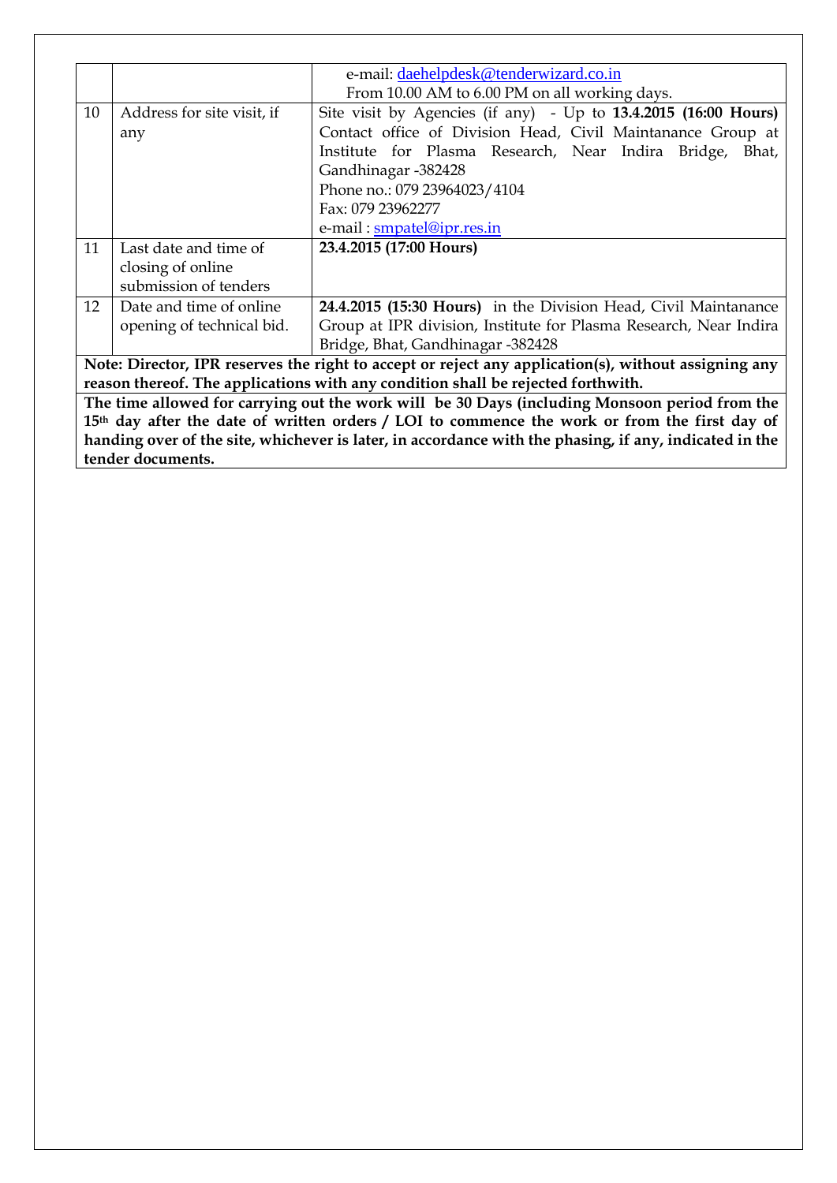|  |  |  |
|---|---|---|
|  |  | e-mail: daehelpdesk@tenderwizard.co.in<br>From 10.00 AM to 6.00 PM on all working days. |
| 10 | Address for site visit, if any | Site visit by Agencies (if any) - Up to **13.4.2015 (16:00 Hours)** Contact office of Division Head, Civil Maintanance Group at Institute for Plasma Research, Near Indira Bridge, Bhat, Gandhinagar -382428<br>Phone no.: 079 23964023/4104<br>Fax: 079 23962277<br>e-mail : smpatel@ipr.res.in |
| 11 | Last date and time of closing of online submission of tenders | **23.4.2015 (17:00 Hours)** |
| 12 | Date and time of online opening of technical bid. | **24.4.2015 (15:30 Hours)** in the Division Head, Civil Maintanance Group at IPR division, Institute for Plasma Research, Near Indira Bridge, Bhat, Gandhinagar -382428 |

**Note: Director, IPR reserves the right to accept or reject any application(s), without assigning any reason thereof. The applications with any condition shall be rejected forthwith.**

**The time allowed for carrying out the work will be 30 Days (including Monsoon period from the 15th day after the date of written orders / LOI to commence the work or from the first day of handing over of the site, whichever is later, in accordance with the phasing, if any, indicated in the tender documents.**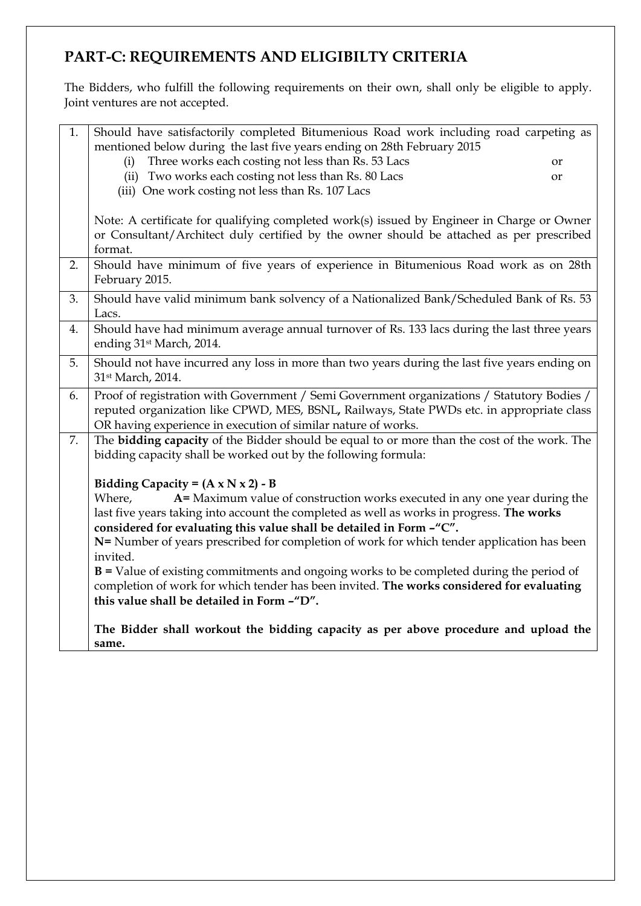## PART-C: REQUIREMENTS AND ELIGIBILTY CRITERIA

The Bidders, who fulfill the following requirements on their own, shall only be eligible to apply. Joint ventures are not accepted.

| | |
|---|---|
| 1. | Should have satisfactorily completed Bitumenious Road work including road carpeting as mentioned below during the last five years ending on 28th February 2015<br>(i) Three works each costing not less than Rs. 53 Lacs or<br>(ii) Two works each costing not less than Rs. 80 Lacs or<br>(iii) One work costing not less than Rs. 107 Lacs<br><br>Note: A certificate for qualifying completed work(s) issued by Engineer in Charge or Owner or Consultant/Architect duly certified by the owner should be attached as per prescribed format. |
| 2. | Should have minimum of five years of experience in Bitumenious Road work as on 28th February 2015. |
| 3. | Should have valid minimum bank solvency of a Nationalized Bank/Scheduled Bank of Rs. 53 Lacs. |
| 4. | Should have had minimum average annual turnover of Rs. 133 lacs during the last three years ending 31st March, 2014. |
| 5. | Should not have incurred any loss in more than two years during the last five years ending on 31st March, 2014. |
| 6. | Proof of registration with Government / Semi Government organizations / Statutory Bodies / reputed organization like CPWD, MES, BSNL, Railways, State PWDs etc. in appropriate class OR having experience in execution of similar nature of works. |
| 7. | The **bidding capacity** of the Bidder should be equal to or more than the cost of the work. The bidding capacity shall be worked out by the following formula:<br><br>**Bidding Capacity = (A x N x 2) - B**<br>Where, **A=** Maximum value of construction works executed in any one year during the last five years taking into account the completed as well as works in progress. **The works considered for evaluating this value shall be detailed in Form –"C".**<br>**N=** Number of years prescribed for completion of work for which tender application has been invited.<br>**B =** Value of existing commitments and ongoing works to be completed during the period of completion of work for which tender has been invited. **The works considered for evaluating this value shall be detailed in Form –"D".**<br><br>**The Bidder shall workout the bidding capacity as per above procedure and upload the same.** |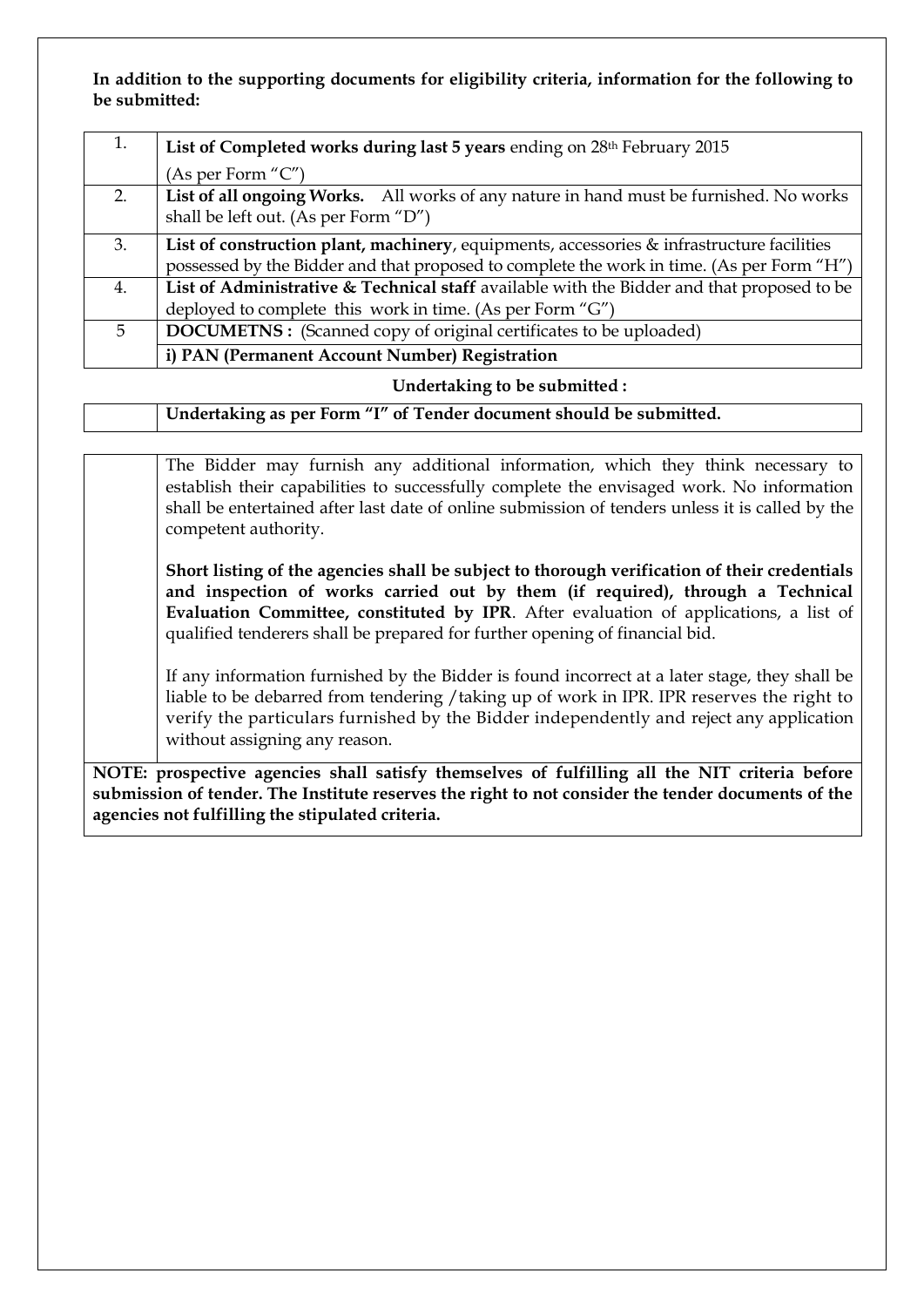**In addition to the supporting documents for eligibility criteria, information for the following to be submitted:**

| | |
|---|---|
| 1. | **List of Completed works during last 5 years** ending on 28th February 2015 (As per Form "C") |
| 2. | **List of all ongoing Works.** All works of any nature in hand must be furnished. No works shall be left out. (As per Form "D") |
| 3. | **List of construction plant, machinery**, equipments, accessories & infrastructure facilities possessed by the Bidder and that proposed to complete the work in time. (As per Form "H") |
| 4. | **List of Administrative & Technical staff** available with the Bidder and that proposed to be deployed to complete this work in time. (As per Form "G") |
| 5 | **DOCUMETNS :** (Scanned copy of original certificates to be uploaded) |
| | **i) PAN (Permanent Account Number) Registration** |

**Undertaking to be submitted :**

| | |
|---|---|
| | **Undertaking as per Form "I" of Tender document should be submitted.** |

The Bidder may furnish any additional information, which they think necessary to establish their capabilities to successfully complete the envisaged work. No information shall be entertained after last date of online submission of tenders unless it is called by the competent authority.

**Short listing of the agencies shall be subject to thorough verification of their credentials and inspection of works carried out by them (if required), through a Technical Evaluation Committee, constituted by IPR**. After evaluation of applications, a list of qualified tenderers shall be prepared for further opening of financial bid.

If any information furnished by the Bidder is found incorrect at a later stage, they shall be liable to be debarred from tendering /taking up of work in IPR. IPR reserves the right to verify the particulars furnished by the Bidder independently and reject any application without assigning any reason.

**NOTE: prospective agencies shall satisfy themselves of fulfilling all the NIT criteria before submission of tender. The Institute reserves the right to not consider the tender documents of the agencies not fulfilling the stipulated criteria.**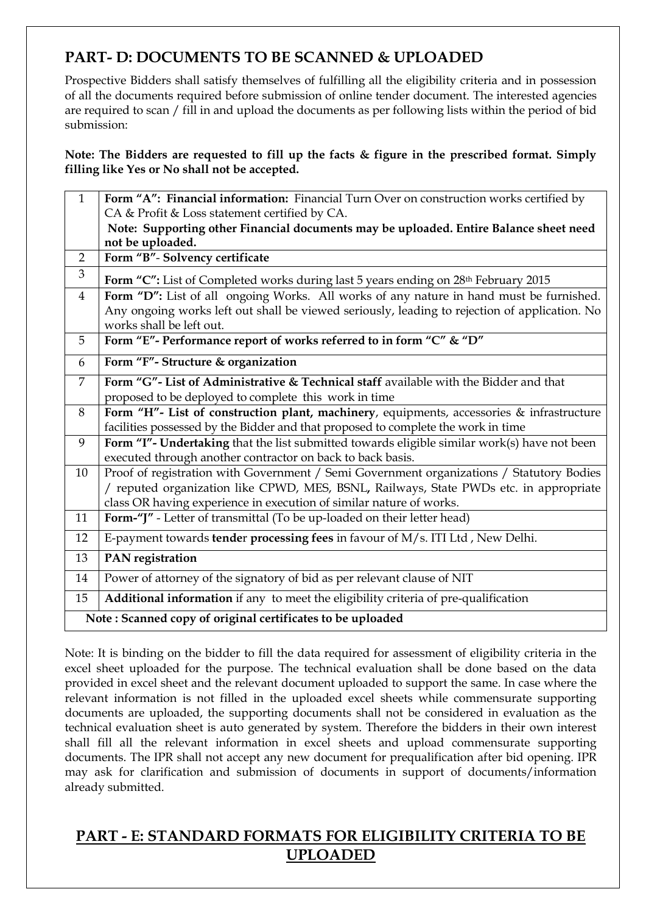## PART- D: DOCUMENTS TO BE SCANNED & UPLOADED

Prospective Bidders shall satisfy themselves of fulfilling all the eligibility criteria and in possession of all the documents required before submission of online tender document. The interested agencies are required to scan / fill in and upload the documents as per following lists within the period of bid submission:

**Note: The Bidders are requested to fill up the facts & figure in the prescribed format. Simply filling like Yes or No shall not be accepted.**

| | |
|---|---|
| 1 | **Form "A": Financial information:** Financial Turn Over on construction works certified by CA & Profit & Loss statement certified by CA.<br>**Note: Supporting other Financial documents may be uploaded. Entire Balance sheet need not be uploaded.** |
| 2 | **Form "B"- Solvency certificate** |
| 3 | **Form "C":** List of Completed works during last 5 years ending on 28th February 2015 |
| 4 | **Form "D":** List of all ongoing Works. All works of any nature in hand must be furnished. Any ongoing works left out shall be viewed seriously, leading to rejection of application. No works shall be left out. |
| 5 | **Form "E"- Performance report of works referred to in form "C" & "D"** |
| 6 | **Form "F"- Structure & organization** |
| 7 | **Form "G"- List of Administrative & Technical staff** available with the Bidder and that proposed to be deployed to complete this work in time |
| 8 | **Form "H"- List of construction plant, machinery**, equipments, accessories & infrastructure facilities possessed by the Bidder and that proposed to complete the work in time |
| 9 | **Form "I"- Undertaking** that the list submitted towards eligible similar work(s) have not been executed through another contractor on back to back basis. |
| 10 | Proof of registration with Government / Semi Government organizations / Statutory Bodies / reputed organization like CPWD, MES, BSNL**,** Railways, State PWDs etc. in appropriate class OR having experience in execution of similar nature of works. |
| 11 | **Form-"J"** - Letter of transmittal (To be up-loaded on their letter head) |
| 12 | E-payment towards **tender processing fees** in favour of M/s. ITI Ltd , New Delhi. |
| 13 | **PAN registration** |
| 14 | Power of attorney of the signatory of bid as per relevant clause of NIT |
| 15 | **Additional information** if any to meet the eligibility criteria of pre-qualification |
| **Note : Scanned copy of original certificates to be uploaded** | |

Note: It is binding on the bidder to fill the data required for assessment of eligibility criteria in the excel sheet uploaded for the purpose. The technical evaluation shall be done based on the data provided in excel sheet and the relevant document uploaded to support the same. In case where the relevant information is not filled in the uploaded excel sheets while commensurate supporting documents are uploaded, the supporting documents shall not be considered in evaluation as the technical evaluation sheet is auto generated by system. Therefore the bidders in their own interest shall fill all the relevant information in excel sheets and upload commensurate supporting documents. The IPR shall not accept any new document for prequalification after bid opening. IPR may ask for clarification and submission of documents in support of documents/information already submitted.

## PART - E: STANDARD FORMATS FOR ELIGIBILITY CRITERIA TO BE UPLOADED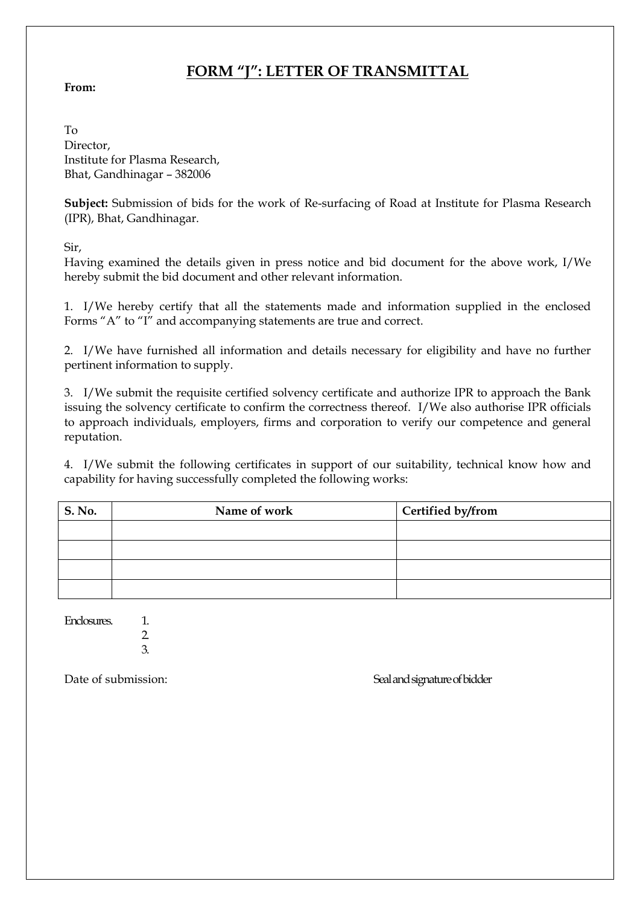# FORM "J": LETTER OF TRANSMITTAL

**From:**

To
Director,
Institute for Plasma Research,
Bhat, Gandhinagar – 382006

**Subject:** Submission of bids for the work of Re-surfacing of Road at Institute for Plasma Research (IPR), Bhat, Gandhinagar.

Sir,
Having examined the details given in press notice and bid document for the above work, I/We hereby submit the bid document and other relevant information.

1. I/We hereby certify that all the statements made and information supplied in the enclosed Forms "A" to "I" and accompanying statements are true and correct.

2. I/We have furnished all information and details necessary for eligibility and have no further pertinent information to supply.

3. I/We submit the requisite certified solvency certificate and authorize IPR to approach the Bank issuing the solvency certificate to confirm the correctness thereof. I/We also authorise IPR officials to approach individuals, employers, firms and corporation to verify our competence and general reputation.

4. I/We submit the following certificates in support of our suitability, technical know how and capability for having successfully completed the following works:

| S. No. | Name of work | Certified by/from |
|---|---|---|
| | | |
| | | |
| | | |
| | | |

Enclosures.
1.
2.
3.

Date of submission: Seal and signature of bidder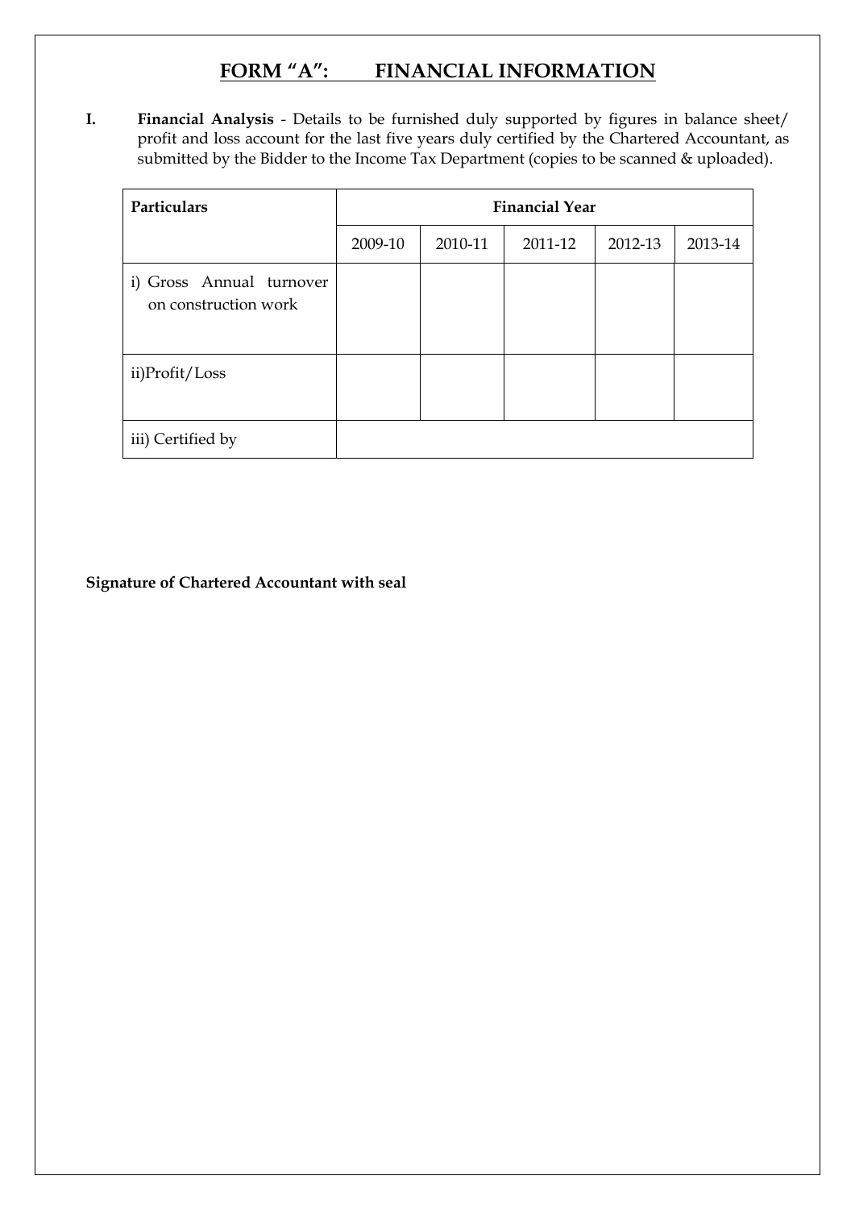# FORM "A": FINANCIAL INFORMATION

**I.** **Financial Analysis** - Details to be furnished duly supported by figures in balance sheet/ profit and loss account for the last five years duly certified by the Chartered Accountant, as submitted by the Bidder to the Income Tax Department (copies to be scanned & uploaded).

| Particulars | Financial Year | | | | |
|---|---|---|---|---|---|
| | 2009-10 | 2010-11 | 2011-12 | 2012-13 | 2013-14 |
| i) Gross Annual turnover on construction work | | | | | |
| ii)Profit/Loss | | | | | |
| iii) Certified by | | | | | |

**Signature of Chartered Accountant with seal**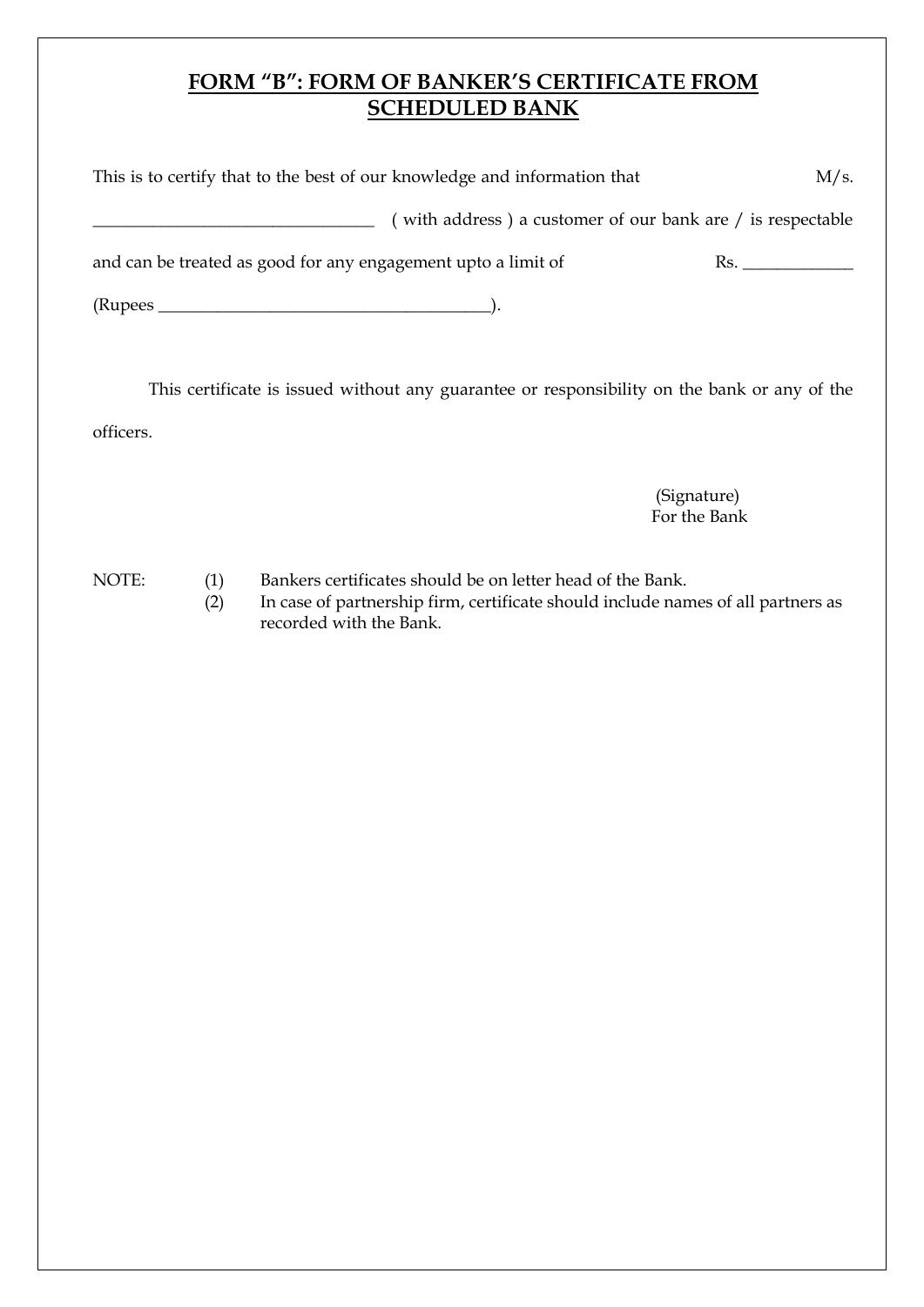# FORM "B": FORM OF BANKER'S CERTIFICATE FROM SCHEDULED BANK

This is to certify that to the best of our knowledge and information that M/s. ________________________________ ( with address ) a customer of our bank are / is respectable and can be treated as good for any engagement upto a limit of Rs. _____________ (Rupees ______________________________________).

This certificate is issued without any guarantee or responsibility on the bank or any of the officers.

(Signature)
For the Bank

NOTE:
1. Bankers certificates should be on letter head of the Bank.
2. In case of partnership firm, certificate should include names of all partners as recorded with the Bank.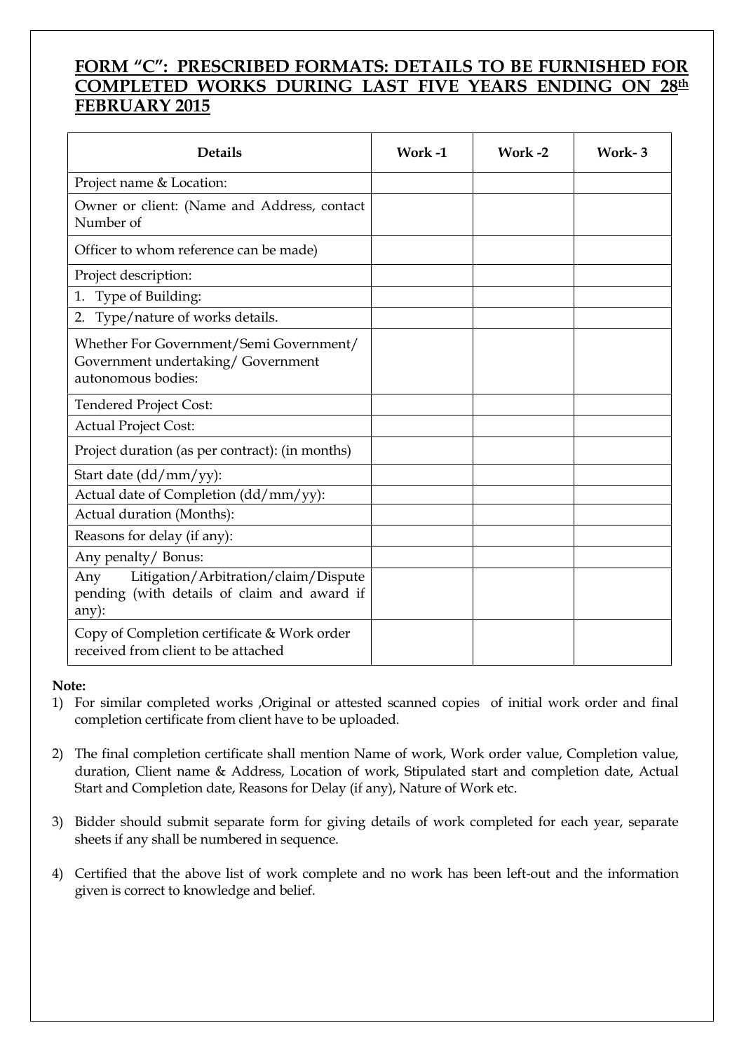## FORM "C": PRESCRIBED FORMATS: DETAILS TO BE FURNISHED FOR COMPLETED WORKS DURING LAST FIVE YEARS ENDING ON 28th FEBRUARY 2015

| Details | Work -1 | Work -2 | Work- 3 |
|---|---|---|---|
| Project name & Location: | | | |
| Owner or client: (Name and Address, contact Number of | | | |
| Officer to whom reference can be made) | | | |
| Project description: | | | |
| 1. Type of Building: | | | |
| 2. Type/nature of works details. | | | |
| Whether For Government/Semi Government/ Government undertaking/ Government autonomous bodies: | | | |
| Tendered Project Cost: | | | |
| Actual Project Cost: | | | |
| Project duration (as per contract): (in months) | | | |
| Start date (dd/mm/yy): | | | |
| Actual date of Completion (dd/mm/yy): | | | |
| Actual duration (Months): | | | |
| Reasons for delay (if any): | | | |
| Any penalty/ Bonus: | | | |
| Any Litigation/Arbitration/claim/Dispute pending (with details of claim and award if any): | | | |
| Copy of Completion certificate & Work order received from client to be attached | | | |

**Note:**

1) For similar completed works ,Original or attested scanned copies of initial work order and final completion certificate from client have to be uploaded.

2) The final completion certificate shall mention Name of work, Work order value, Completion value, duration, Client name & Address, Location of work, Stipulated start and completion date, Actual Start and Completion date, Reasons for Delay (if any), Nature of Work etc.

3) Bidder should submit separate form for giving details of work completed for each year, separate sheets if any shall be numbered in sequence.

4) Certified that the above list of work complete and no work has been left-out and the information given is correct to knowledge and belief.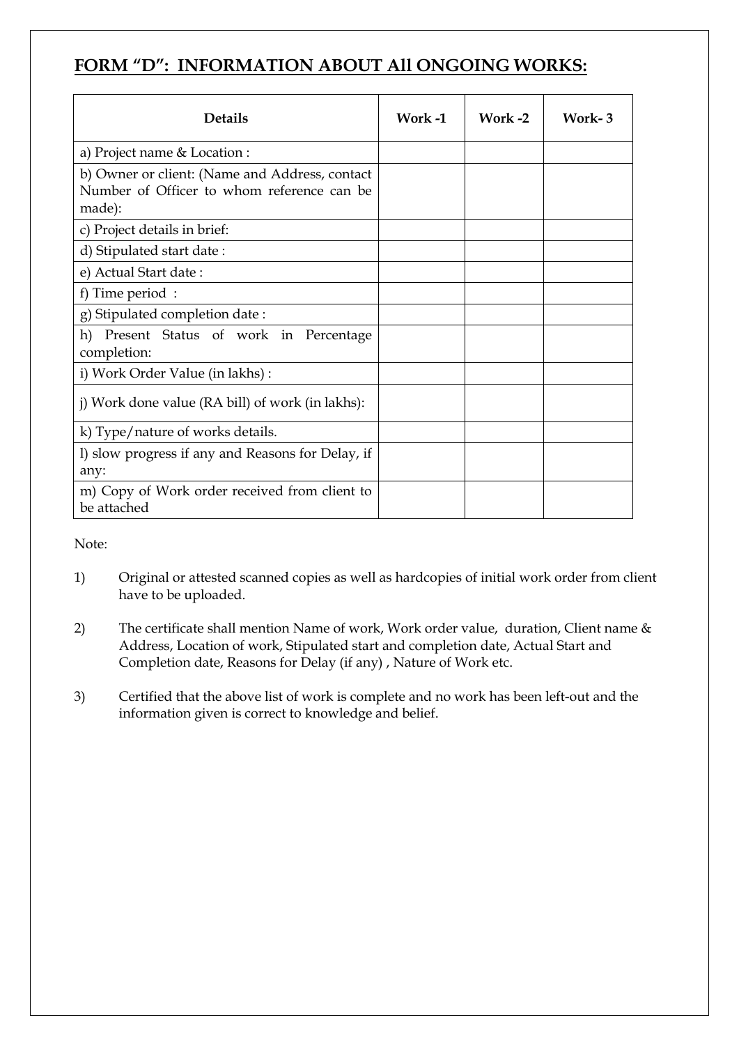## FORM “D”: INFORMATION ABOUT All ONGOING WORKS:

| Details | Work -1 | Work -2 | Work- 3 |
|---|---|---|---|
| a) Project name & Location : | | | |
| b) Owner or client: (Name and Address, contact Number of Officer to whom reference can be made): | | | |
| c) Project details in brief: | | | |
| d) Stipulated start date : | | | |
| e) Actual Start date : | | | |
| f) Time period : | | | |
| g) Stipulated completion date : | | | |
| h) Present Status of work in Percentage completion: | | | |
| i) Work Order Value (in lakhs) : | | | |
| j) Work done value (RA bill) of work (in lakhs): | | | |
| k) Type/nature of works details. | | | |
| l) slow progress if any and Reasons for Delay, if any: | | | |
| m) Copy of Work order received from client to be attached | | | |

Note:

1) Original or attested scanned copies as well as hardcopies of initial work order from client have to be uploaded.

2) The certificate shall mention Name of work, Work order value, duration, Client name & Address, Location of work, Stipulated start and completion date, Actual Start and Completion date, Reasons for Delay (if any) , Nature of Work etc.

3) Certified that the above list of work is complete and no work has been left-out and the information given is correct to knowledge and belief.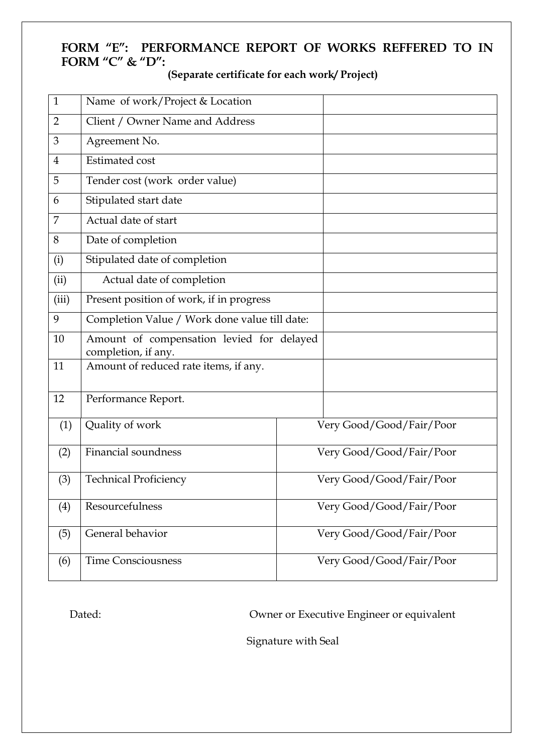## FORM "E": PERFORMANCE REPORT OF WORKS REFFERED TO IN FORM "C" & "D":

**(Separate certificate for each work/ Project)**

| | | |
|---|---|---|
| 1 | Name of work/Project & Location | |
| 2 | Client / Owner Name and Address | |
| 3 | Agreement No. | |
| 4 | Estimated cost | |
| 5 | Tender cost (work order value) | |
| 6 | Stipulated start date | |
| 7 | Actual date of start | |
| 8 | Date of completion | |
| (i) | Stipulated date of completion | |
| (ii) | Actual date of completion | |
| (iii) | Present position of work, if in progress | |
| 9 | Completion Value / Work done value till date: | |
| 10 | Amount of compensation levied for delayed completion, if any. | |
| 11 | Amount of reduced rate items, if any. | |
| 12 | Performance Report. | |
| (1) | Quality of work | Very Good/Good/Fair/Poor |
| (2) | Financial soundness | Very Good/Good/Fair/Poor |
| (3) | Technical Proficiency | Very Good/Good/Fair/Poor |
| (4) | Resourcefulness | Very Good/Good/Fair/Poor |
| (5) | General behavior | Very Good/Good/Fair/Poor |
| (6) | Time Consciousness | Very Good/Good/Fair/Poor |

Dated: Owner or Executive Engineer or equivalent

Signature with Seal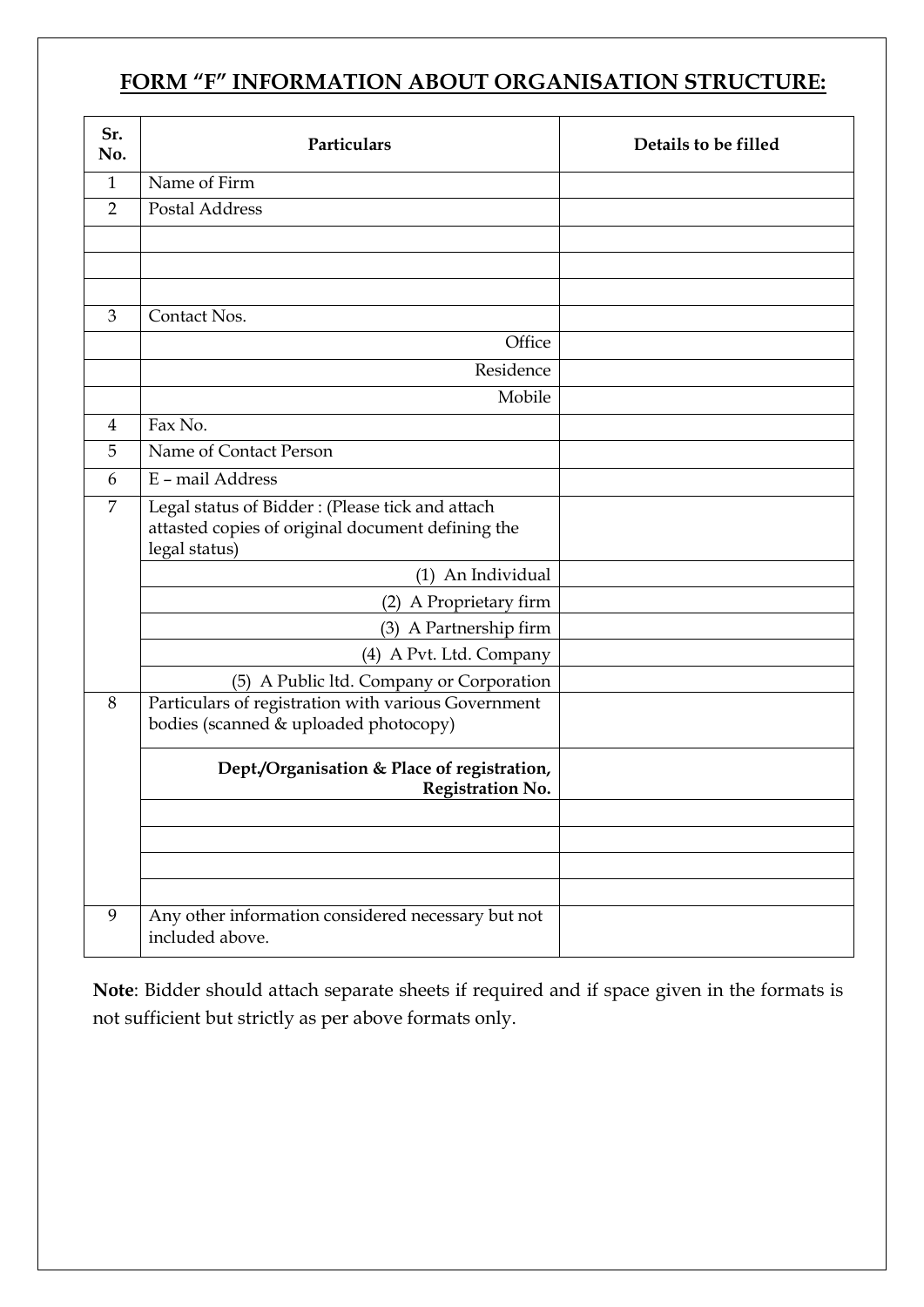## FORM "F" INFORMATION ABOUT ORGANISATION STRUCTURE:

| Sr. No. | Particulars | Details to be filled |
|---|---|---|
| 1 | Name of Firm | |
| 2 | Postal Address | |
| | | |
| | | |
| | | |
| 3 | Contact Nos. | |
| | Office | |
| | Residence | |
| | Mobile | |
| 4 | Fax No. | |
| 5 | Name of Contact Person | |
| 6 | E – mail Address | |
| 7 | Legal status of Bidder : (Please tick and attach attasted copies of original document defining the legal status) | |
| | (1) An Individual | |
| | (2) A Proprietary firm | |
| | (3) A Partnership firm | |
| | (4) A Pvt. Ltd. Company | |
| | (5) A Public ltd. Company or Corporation | |
| 8 | Particulars of registration with various Government bodies (scanned & uploaded photocopy) | |
| | **Dept./Organisation & Place of registration, Registration No.** | |
| | | |
| | | |
| | | |
| | | |
| 9 | Any other information considered necessary but not included above. | |

**Note**: Bidder should attach separate sheets if required and if space given in the formats is not sufficient but strictly as per above formats only.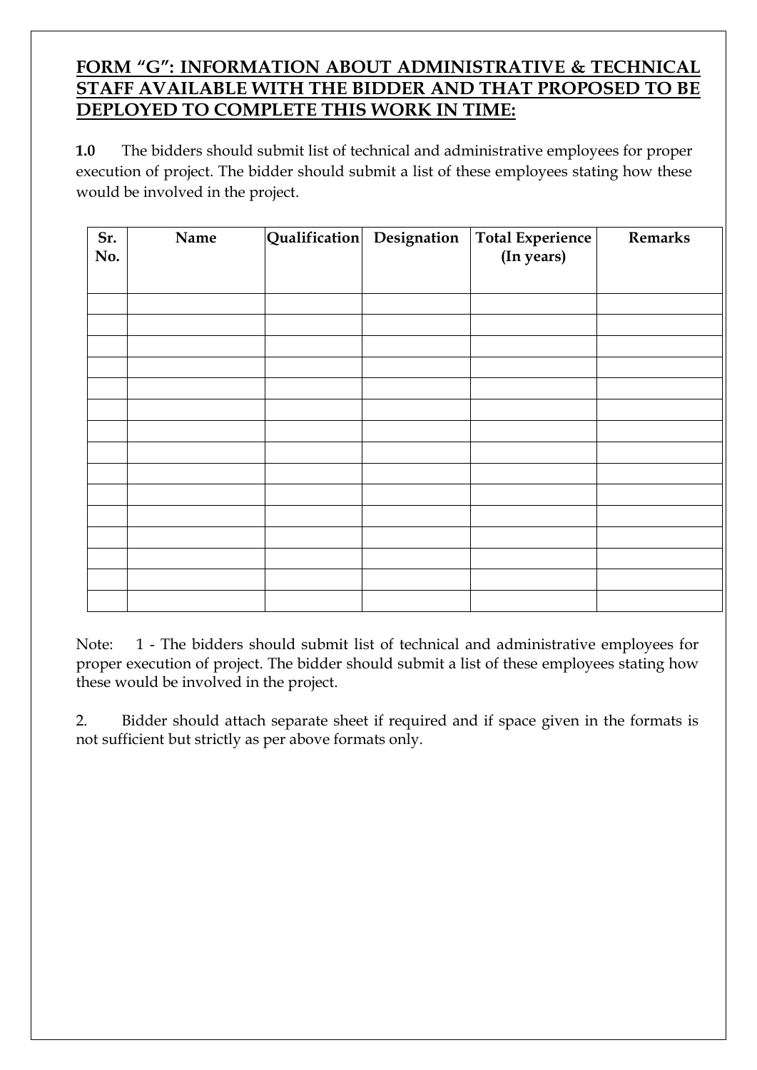## FORM "G": INFORMATION ABOUT ADMINISTRATIVE & TECHNICAL STAFF AVAILABLE WITH THE BIDDER AND THAT PROPOSED TO BE DEPLOYED TO COMPLETE THIS WORK IN TIME:

**1.0** The bidders should submit list of technical and administrative employees for proper execution of project. The bidder should submit a list of these employees stating how these would be involved in the project.

| Sr. No. | Name | Qualification | Designation | Total Experience (In years) | Remarks |
|---|---|---|---|---|---|
| | | | | | |
| | | | | | |
| | | | | | |
| | | | | | |
| | | | | | |
| | | | | | |
| | | | | | |
| | | | | | |
| | | | | | |
| | | | | | |
| | | | | | |
| | | | | | |
| | | | | | |
| | | | | | |
| | | | | | |

Note: 1 - The bidders should submit list of technical and administrative employees for proper execution of project. The bidder should submit a list of these employees stating how these would be involved in the project.

2. Bidder should attach separate sheet if required and if space given in the formats is not sufficient but strictly as per above formats only.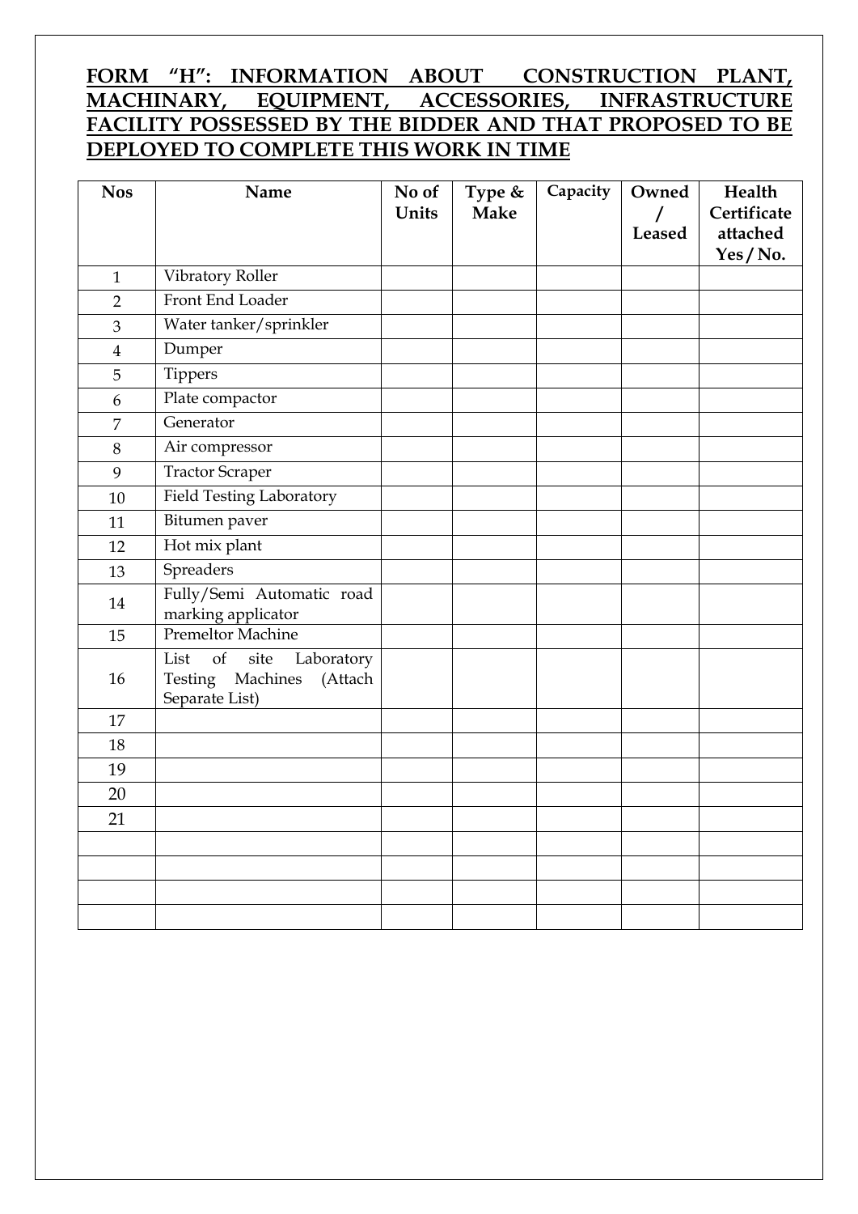## FORM "H": INFORMATION ABOUT CONSTRUCTION PLANT, MACHINARY, EQUIPMENT, ACCESSORIES, INFRASTRUCTURE FACILITY POSSESSED BY THE BIDDER AND THAT PROPOSED TO BE DEPLOYED TO COMPLETE THIS WORK IN TIME

| Nos | Name | No of Units | Type & Make | Capacity | Owned / Leased | Health Certificate attached Yes / No. |
|---|---|---|---|---|---|---|
| 1 | Vibratory Roller | | | | | |
| 2 | Front End Loader | | | | | |
| 3 | Water tanker/sprinkler | | | | | |
| 4 | Dumper | | | | | |
| 5 | Tippers | | | | | |
| 6 | Plate compactor | | | | | |
| 7 | Generator | | | | | |
| 8 | Air compressor | | | | | |
| 9 | Tractor Scraper | | | | | |
| 10 | Field Testing Laboratory | | | | | |
| 11 | Bitumen paver | | | | | |
| 12 | Hot mix plant | | | | | |
| 13 | Spreaders | | | | | |
| 14 | Fully/Semi Automatic road marking applicator | | | | | |
| 15 | Premeltor Machine | | | | | |
| 16 | List of site Laboratory Testing Machines (Attach Separate List) | | | | | |
| 17 | | | | | | |
| 18 | | | | | | |
| 19 | | | | | | |
| 20 | | | | | | |
| 21 | | | | | | |
| | | | | | | |
| | | | | | | |
| | | | | | | |
| | | | | | | |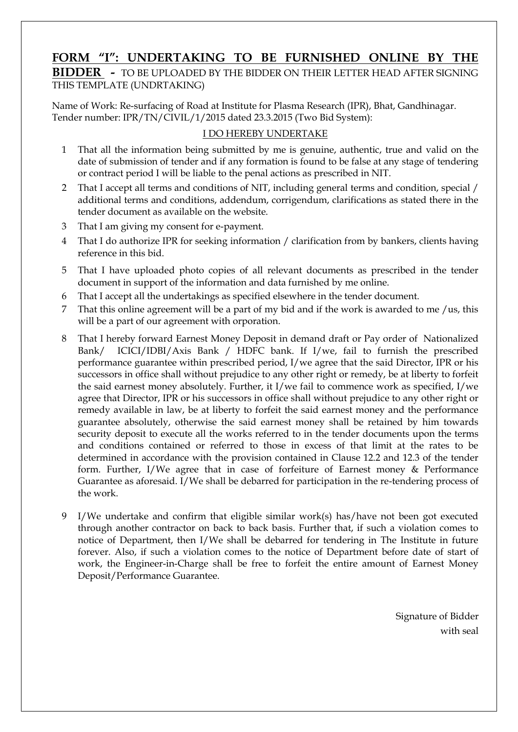## **FORM "I": UNDERTAKING TO BE FURNISHED ONLINE BY THE BIDDER** - TO BE UPLOADED BY THE BIDDER ON THEIR LETTER HEAD AFTER SIGNING THIS TEMPLATE (UNDRTAKING)

Name of Work: Re-surfacing of Road at Institute for Plasma Research (IPR), Bhat, Gandhinagar.
Tender number: IPR/TN/CIVIL/1/2015 dated 23.3.2015 (Two Bid System):

I DO HEREBY UNDERTAKE

1. That all the information being submitted by me is genuine, authentic, true and valid on the date of submission of tender and if any formation is found to be false at any stage of tendering or contract period I will be liable to the penal actions as prescribed in NIT.
2. That I accept all terms and conditions of NIT, including general terms and condition, special / additional terms and conditions, addendum, corrigendum, clarifications as stated there in the tender document as available on the website.
3. That I am giving my consent for e-payment.
4. That I do authorize IPR for seeking information / clarification from by bankers, clients having reference in this bid.
5. That I have uploaded photo copies of all relevant documents as prescribed in the tender document in support of the information and data furnished by me online.
6. That I accept all the undertakings as specified elsewhere in the tender document.
7. That this online agreement will be a part of my bid and if the work is awarded to me /us, this will be a part of our agreement with orporation.
8. That I hereby forward Earnest Money Deposit in demand draft or Pay order of Nationalized Bank/ ICICI/IDBI/Axis Bank / HDFC bank. If I/we, fail to furnish the prescribed performance guarantee within prescribed period, I/we agree that the said Director, IPR or his successors in office shall without prejudice to any other right or remedy, be at liberty to forfeit the said earnest money absolutely. Further, it I/we fail to commence work as specified, I/we agree that Director, IPR or his successors in office shall without prejudice to any other right or remedy available in law, be at liberty to forfeit the said earnest money and the performance guarantee absolutely, otherwise the said earnest money shall be retained by him towards security deposit to execute all the works referred to in the tender documents upon the terms and conditions contained or referred to those in excess of that limit at the rates to be determined in accordance with the provision contained in Clause 12.2 and 12.3 of the tender form. Further, I/We agree that in case of forfeiture of Earnest money & Performance Guarantee as aforesaid. I/We shall be debarred for participation in the re-tendering process of the work.
9. I/We undertake and confirm that eligible similar work(s) has/have not been got executed through another contractor on back to back basis. Further that, if such a violation comes to notice of Department, then I/We shall be debarred for tendering in The Institute in future forever. Also, if such a violation comes to the notice of Department before date of start of work, the Engineer-in-Charge shall be free to forfeit the entire amount of Earnest Money Deposit/Performance Guarantee.

Signature of Bidder
with seal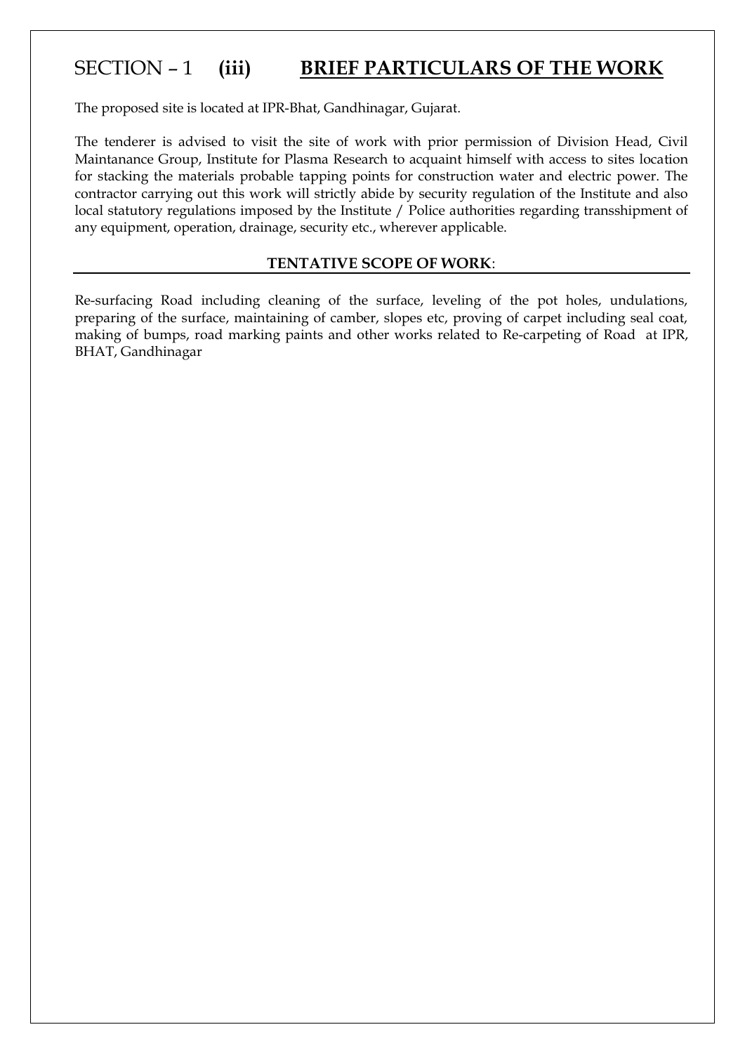# SECTION – 1 **(iii)** **BRIEF PARTICULARS OF THE WORK**

The proposed site is located at IPR-Bhat, Gandhinagar, Gujarat.

The tenderer is advised to visit the site of work with prior permission of Division Head, Civil Maintanance Group, Institute for Plasma Research to acquaint himself with access to sites location for stacking the materials probable tapping points for construction water and electric power. The contractor carrying out this work will strictly abide by security regulation of the Institute and also local statutory regulations imposed by the Institute / Police authorities regarding transshipment of any equipment, operation, drainage, security etc., wherever applicable.

## TENTATIVE SCOPE OF WORK:

Re-surfacing Road including cleaning of the surface, leveling of the pot holes, undulations, preparing of the surface, maintaining of camber, slopes etc, proving of carpet including seal coat, making of bumps, road marking paints and other works related to Re-carpeting of Road at IPR, BHAT, Gandhinagar